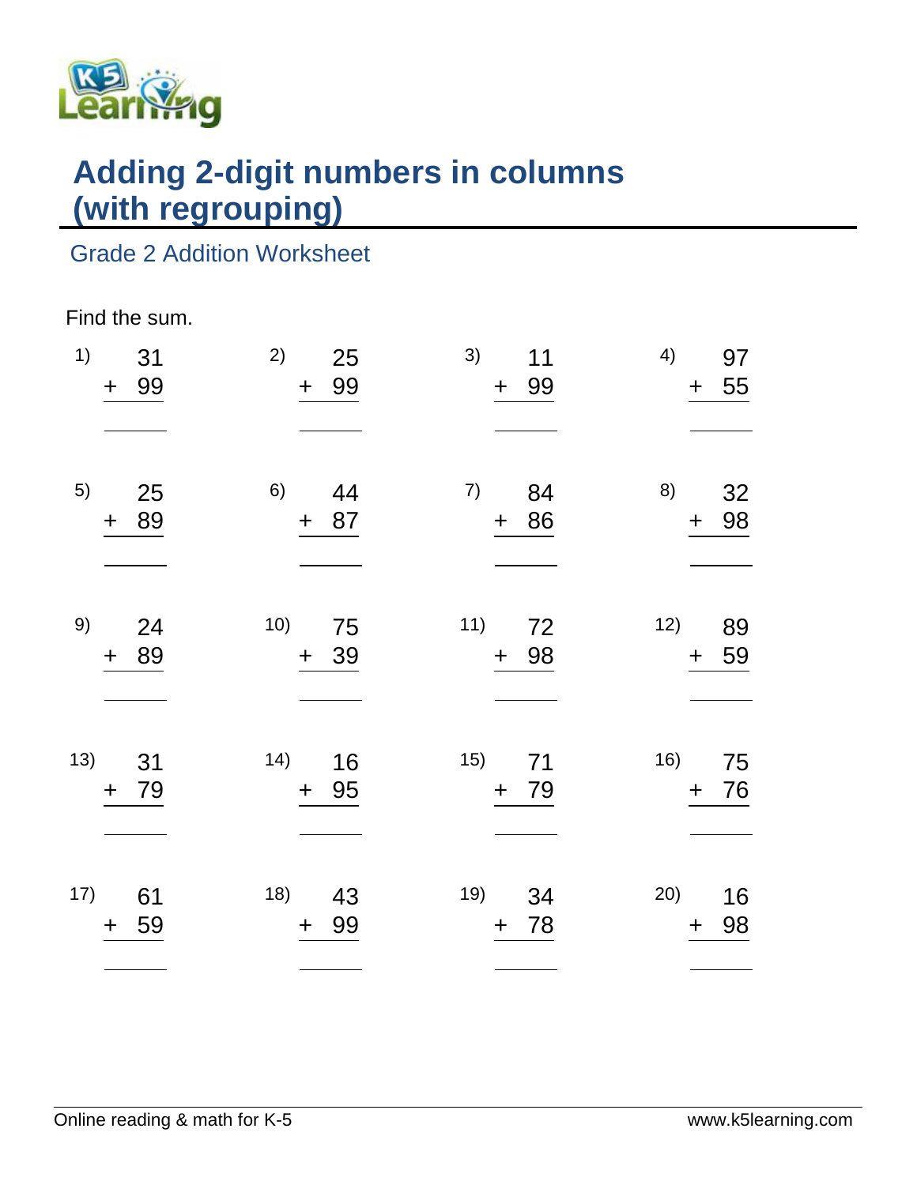# Adding 2-digit numbers in columns (with regrouping)

## Grade 2 Addition Worksheet

Find the sum.

1) 
```
   31
+  99
-----
```

2) 
```
   25
+  99
-----
```

3) 
```
   11
+  99
-----
```

4) 
```
   97
+  55
-----
```

5) 
```
   25
+  89
-----
```

6) 
```
   44
+  87
-----
```

7) 
```
   84
+  86
-----
```

8) 
```
   32
+  98
-----
```

9) 
```
   24
+  89
-----
```

10) 
```
   75
+  39
-----
```

11) 
```
   72
+  98
-----
```

12) 
```
   89
+  59
-----
```

13) 
```
   31
+  79
-----
```

14) 
```
   16
+  95
-----
```

15) 
```
   71
+  79
-----
```

16) 
```
   75
+  76
-----
```

17) 
```
   61
+  59
-----
```

18) 
```
   43
+  99
-----
```

19) 
```
   34
+  78
-----
```

20) 
```
   16
+  98
-----
```

Online reading & math for K-5 www.k5learning.com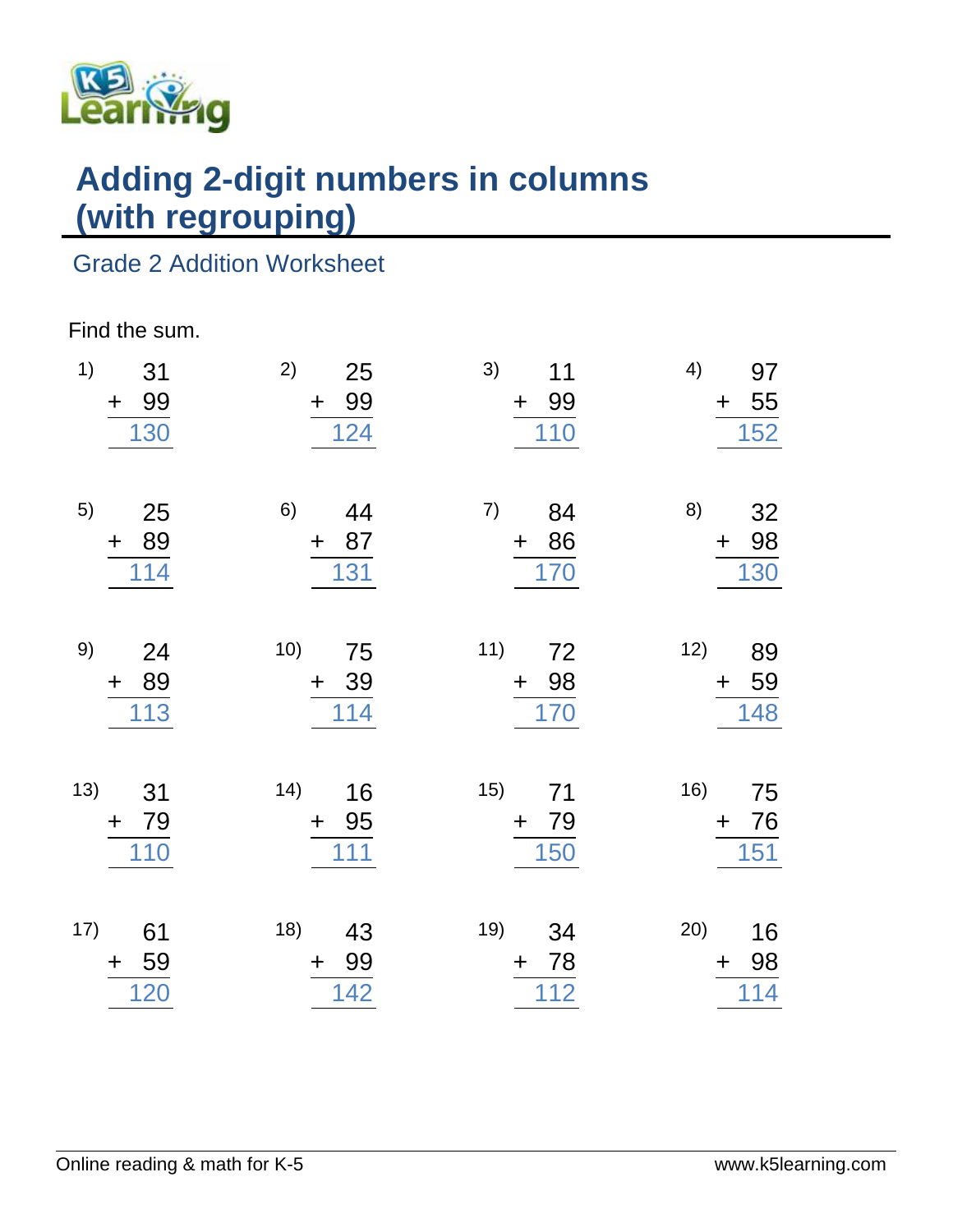# Adding 2-digit numbers in columns (with regrouping)

## Grade 2 Addition Worksheet

Find the sum.

| | | | |
|---|---|---|---|
| 1) $\begin{array}{r} 31 \\ +\ 99 \\ \hline 130 \end{array}$ | 2) $\begin{array}{r} 25 \\ +\ 99 \\ \hline 124 \end{array}$ | 3) $\begin{array}{r} 11 \\ +\ 99 \\ \hline 110 \end{array}$ | 4) $\begin{array}{r} 97 \\ +\ 55 \\ \hline 152 \end{array}$ |
| 5) $\begin{array}{r} 25 \\ +\ 89 \\ \hline 114 \end{array}$ | 6) $\begin{array}{r} 44 \\ +\ 87 \\ \hline 131 \end{array}$ | 7) $\begin{array}{r} 84 \\ +\ 86 \\ \hline 170 \end{array}$ | 8) $\begin{array}{r} 32 \\ +\ 98 \\ \hline 130 \end{array}$ |
| 9) $\begin{array}{r} 24 \\ +\ 89 \\ \hline 113 \end{array}$ | 10) $\begin{array}{r} 75 \\ +\ 39 \\ \hline 114 \end{array}$ | 11) $\begin{array}{r} 72 \\ +\ 98 \\ \hline 170 \end{array}$ | 12) $\begin{array}{r} 89 \\ +\ 59 \\ \hline 148 \end{array}$ |
| 13) $\begin{array}{r} 31 \\ +\ 79 \\ \hline 110 \end{array}$ | 14) $\begin{array}{r} 16 \\ +\ 95 \\ \hline 111 \end{array}$ | 15) $\begin{array}{r} 71 \\ +\ 79 \\ \hline 150 \end{array}$ | 16) $\begin{array}{r} 75 \\ +\ 76 \\ \hline 151 \end{array}$ |
| 17) $\begin{array}{r} 61 \\ +\ 59 \\ \hline 120 \end{array}$ | 18) $\begin{array}{r} 43 \\ +\ 99 \\ \hline 142 \end{array}$ | 19) $\begin{array}{r} 34 \\ +\ 78 \\ \hline 112 \end{array}$ | 20) $\begin{array}{r} 16 \\ +\ 98 \\ \hline 114 \end{array}$ |